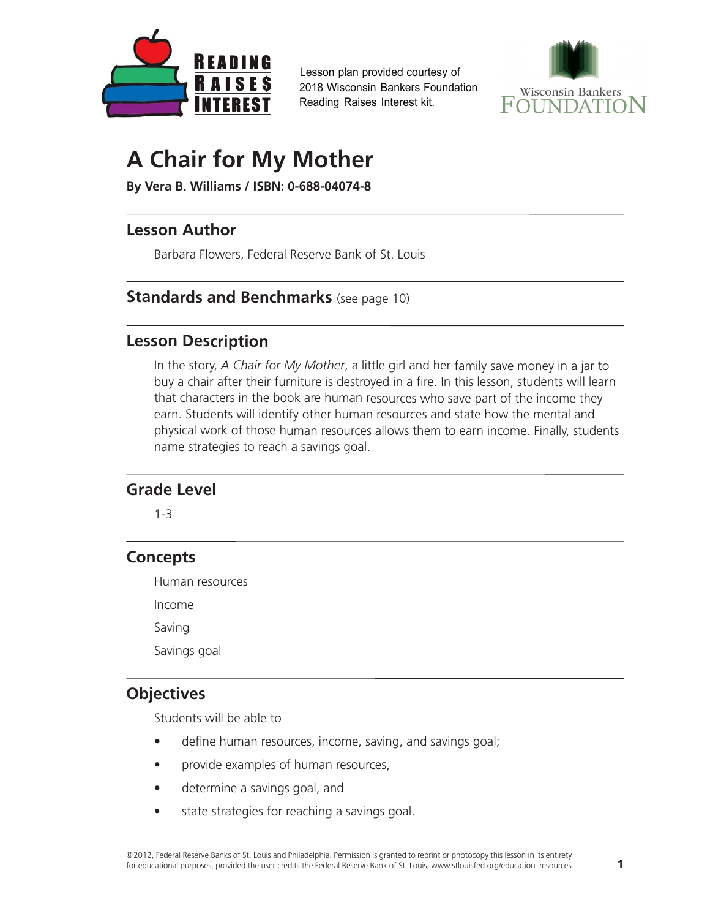READING RAISES INTEREST

Lesson plan provided courtesy of
2018 Wisconsin Bankers Foundation
Reading Raises Interest kit.

Wisconsin Bankers FOUNDATION

# A Chair for My Mother

**By Vera B. Williams / ISBN: 0-688-04074-8**

## Lesson Author

Barbara Flowers, Federal Reserve Bank of St. Louis

## Standards and Benchmarks (see page 10)

## Lesson Description

In the story, *A Chair for My Mother*, a little girl and her family save money in a jar to buy a chair after their furniture is destroyed in a fire. In this lesson, students will learn that characters in the book are human resources who save part of the income they earn. Students will identify other human resources and state how the mental and physical work of those human resources allows them to earn income. Finally, students name strategies to reach a savings goal.

## Grade Level

1-3

## Concepts

Human resources

Income

Saving

Savings goal

## Objectives

Students will be able to

- define human resources, income, saving, and savings goal;
- provide examples of human resources,
- determine a savings goal, and
- state strategies for reaching a savings goal.

©2012, Federal Reserve Banks of St. Louis and Philadelphia. Permission is granted to reprint or photocopy this lesson in its entirety for educational purposes, provided the user credits the Federal Reserve Bank of St. Louis, www.stlouisfed.org/education_resources.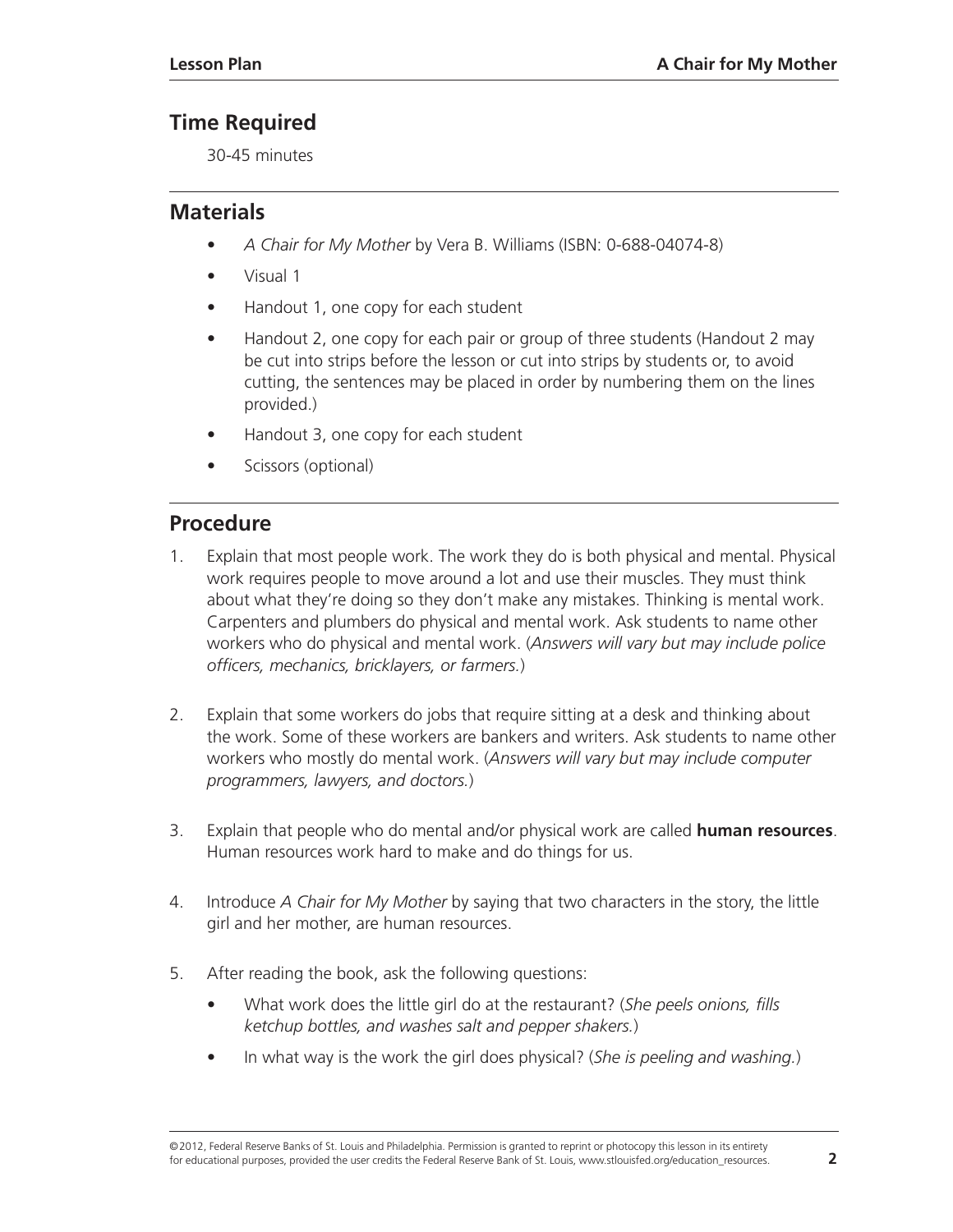## Time Required

30-45 minutes

## Materials

- *A Chair for My Mother* by Vera B. Williams (ISBN: 0-688-04074-8)
- Visual 1
- Handout 1, one copy for each student
- Handout 2, one copy for each pair or group of three students (Handout 2 may be cut into strips before the lesson or cut into strips by students or, to avoid cutting, the sentences may be placed in order by numbering them on the lines provided.)
- Handout 3, one copy for each student
- Scissors (optional)

## Procedure

1. Explain that most people work. The work they do is both physical and mental. Physical work requires people to move around a lot and use their muscles. They must think about what they're doing so they don't make any mistakes. Thinking is mental work. Carpenters and plumbers do physical and mental work. Ask students to name other workers who do physical and mental work. (*Answers will vary but may include police officers, mechanics, bricklayers, or farmers.*)

2. Explain that some workers do jobs that require sitting at a desk and thinking about the work. Some of these workers are bankers and writers. Ask students to name other workers who mostly do mental work. (*Answers will vary but may include computer programmers, lawyers, and doctors.*)

3. Explain that people who do mental and/or physical work are called **human resources**. Human resources work hard to make and do things for us.

4. Introduce *A Chair for My Mother* by saying that two characters in the story, the little girl and her mother, are human resources.

5. After reading the book, ask the following questions:
   - What work does the little girl do at the restaurant? (*She peels onions, fills ketchup bottles, and washes salt and pepper shakers.*)
   - In what way is the work the girl does physical? (*She is peeling and washing.*)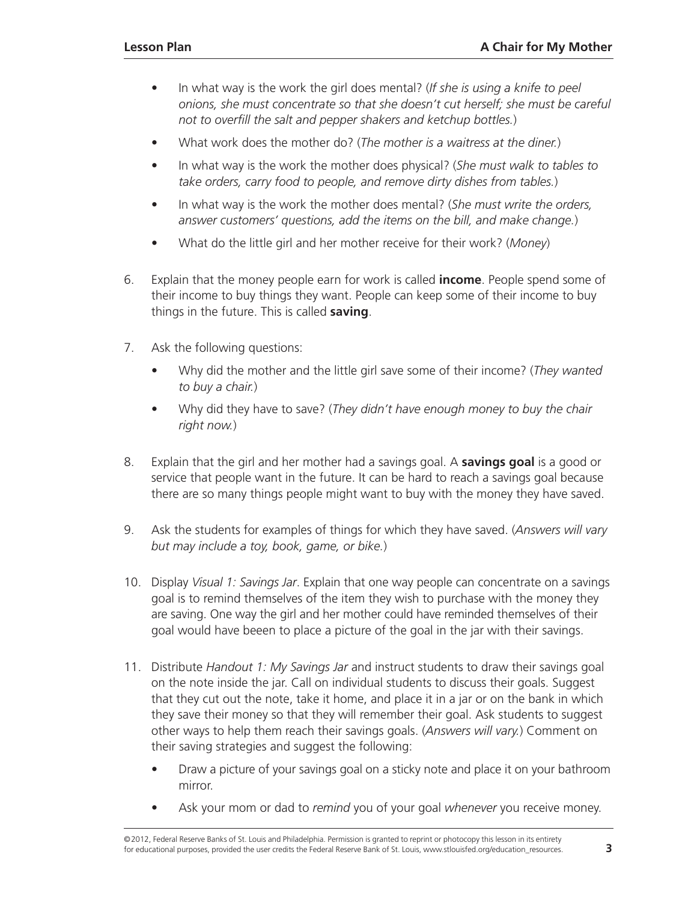- In what way is the work the girl does mental? (*If she is using a knife to peel onions, she must concentrate so that she doesn't cut herself; she must be careful not to overfill the salt and pepper shakers and ketchup bottles.*)
- What work does the mother do? (*The mother is a waitress at the diner.*)
- In what way is the work the mother does physical? (*She must walk to tables to take orders, carry food to people, and remove dirty dishes from tables.*)
- In what way is the work the mother does mental? (*She must write the orders, answer customers' questions, add the items on the bill, and make change.*)
- What do the little girl and her mother receive for their work? (*Money*)

6. Explain that the money people earn for work is called **income**. People spend some of their income to buy things they want. People can keep some of their income to buy things in the future. This is called **saving**.

7. Ask the following questions:
   - Why did the mother and the little girl save some of their income? (*They wanted to buy a chair.*)
   - Why did they have to save? (*They didn't have enough money to buy the chair right now.*)

8. Explain that the girl and her mother had a savings goal. A **savings goal** is a good or service that people want in the future. It can be hard to reach a savings goal because there are so many things people might want to buy with the money they have saved.

9. Ask the students for examples of things for which they have saved. (*Answers will vary but may include a toy, book, game, or bike.*)

10. Display *Visual 1: Savings Jar*. Explain that one way people can concentrate on a savings goal is to remind themselves of the item they wish to purchase with the money they are saving. One way the girl and her mother could have reminded themselves of their goal would have beeen to place a picture of the goal in the jar with their savings.

11. Distribute *Handout 1: My Savings Jar* and instruct students to draw their savings goal on the note inside the jar. Call on individual students to discuss their goals. Suggest that they cut out the note, take it home, and place it in a jar or on the bank in which they save their money so that they will remember their goal. Ask students to suggest other ways to help them reach their savings goals. (*Answers will vary.*) Comment on their saving strategies and suggest the following:
    - Draw a picture of your savings goal on a sticky note and place it on your bathroom mirror.
    - Ask your mom or dad to *remind* you of your goal *whenever* you receive money.

©2012, Federal Reserve Banks of St. Louis and Philadelphia. Permission is granted to reprint or photocopy this lesson in its entirety for educational purposes, provided the user credits the Federal Reserve Bank of St. Louis, www.stlouisfed.org/education_resources.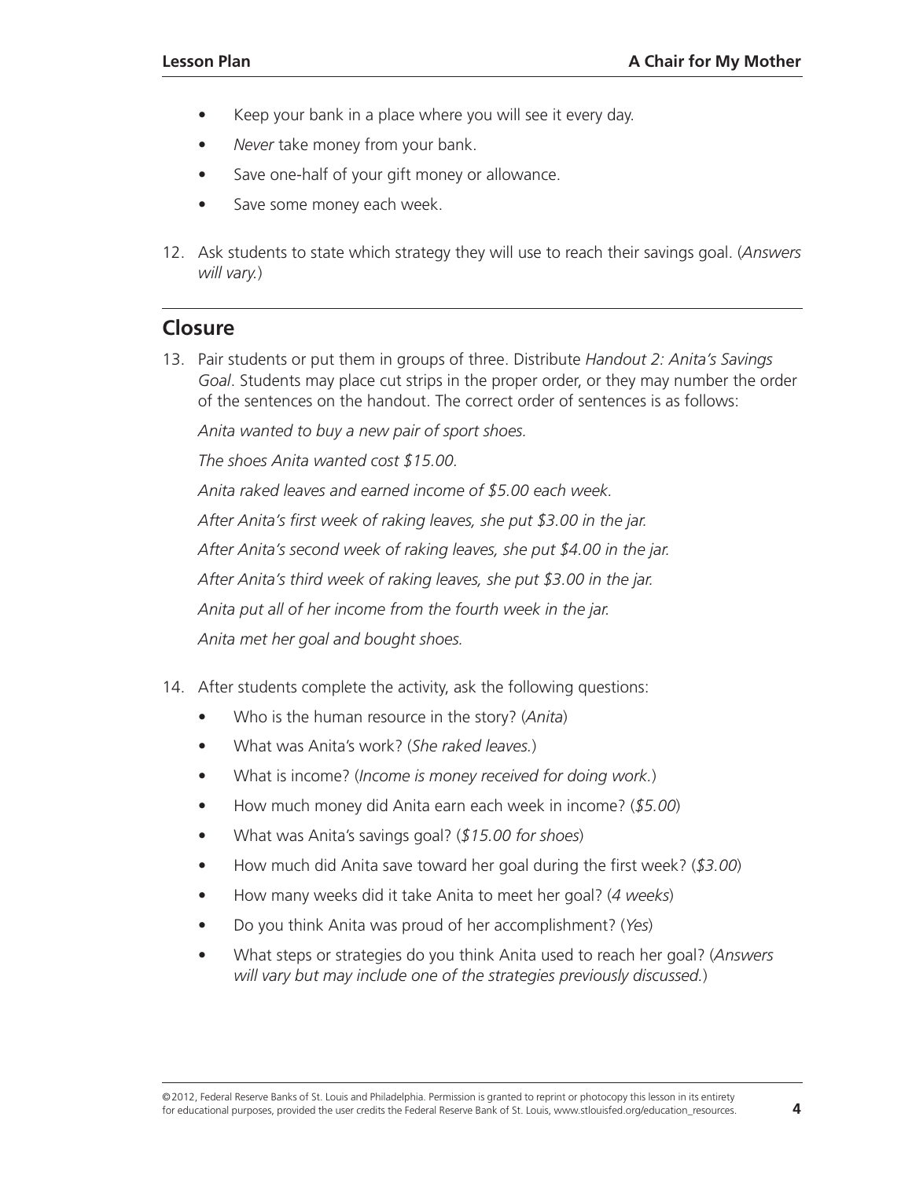- Keep your bank in a place where you will see it every day.
- *Never* take money from your bank.
- Save one-half of your gift money or allowance.
- Save some money each week.

12. Ask students to state which strategy they will use to reach their savings goal. (*Answers will vary.*)

## Closure

13. Pair students or put them in groups of three. Distribute *Handout 2: Anita's Savings Goal*. Students may place cut strips in the proper order, or they may number the order of the sentences on the handout. The correct order of sentences is as follows:

    *Anita wanted to buy a new pair of sport shoes.*

    *The shoes Anita wanted cost $15.00.*

    *Anita raked leaves and earned income of $5.00 each week.*

    *After Anita's first week of raking leaves, she put $3.00 in the jar.*

    *After Anita's second week of raking leaves, she put $4.00 in the jar.*

    *After Anita's third week of raking leaves, she put $3.00 in the jar.*

    *Anita put all of her income from the fourth week in the jar.*

    *Anita met her goal and bought shoes.*

14. After students complete the activity, ask the following questions:
    - Who is the human resource in the story? (*Anita*)
    - What was Anita's work? (*She raked leaves.*)
    - What is income? (*Income is money received for doing work.*)
    - How much money did Anita earn each week in income? (*$5.00*)
    - What was Anita's savings goal? (*$15.00 for shoes*)
    - How much did Anita save toward her goal during the first week? (*$3.00*)
    - How many weeks did it take Anita to meet her goal? (*4 weeks*)
    - Do you think Anita was proud of her accomplishment? (*Yes*)
    - What steps or strategies do you think Anita used to reach her goal? (*Answers will vary but may include one of the strategies previously discussed.*)

©2012, Federal Reserve Banks of St. Louis and Philadelphia. Permission is granted to reprint or photocopy this lesson in its entirety for educational purposes, provided the user credits the Federal Reserve Bank of St. Louis, www.stlouisfed.org/education_resources.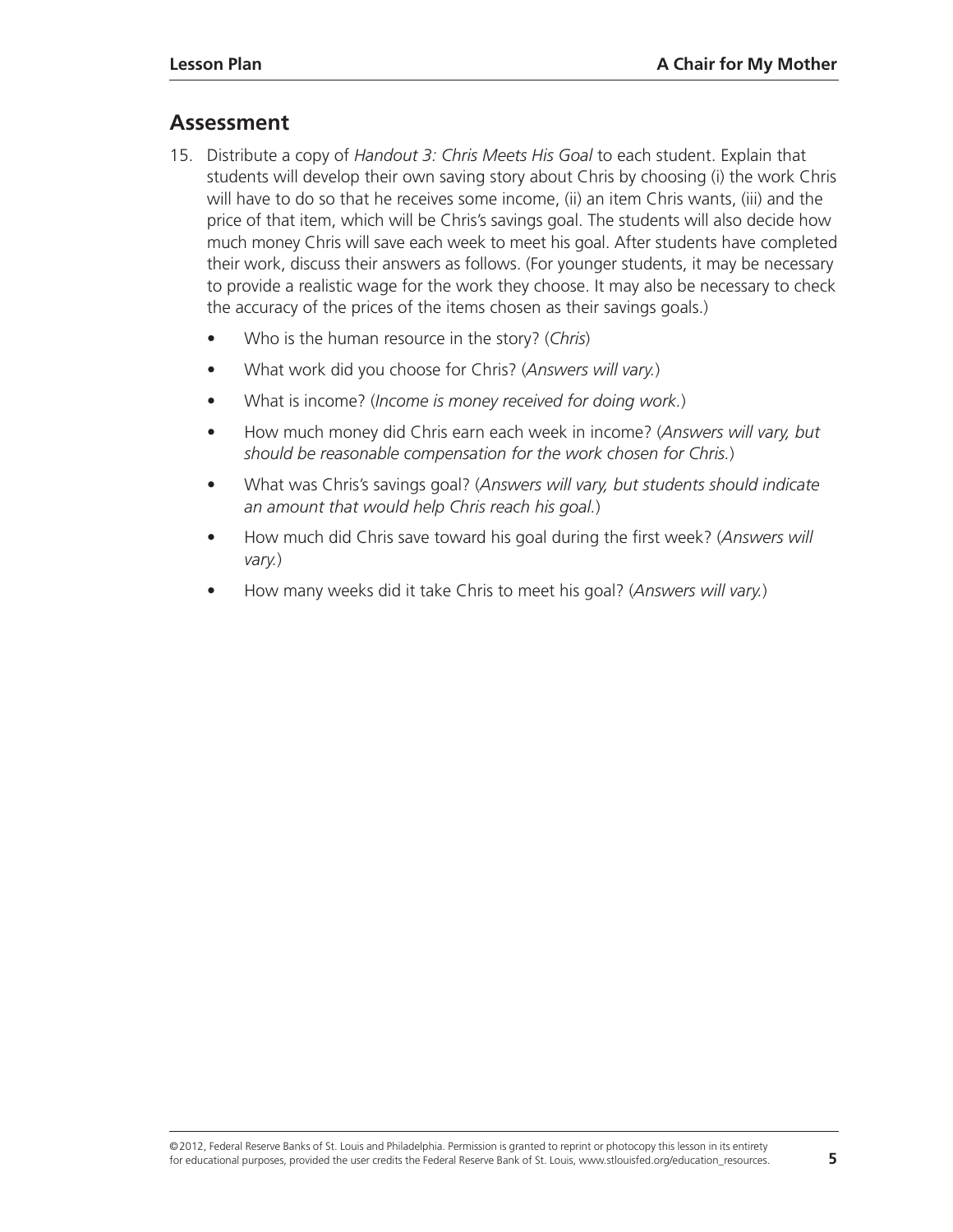## Assessment

15. Distribute a copy of *Handout 3: Chris Meets His Goal* to each student. Explain that students will develop their own saving story about Chris by choosing (i) the work Chris will have to do so that he receives some income, (ii) an item Chris wants, (iii) and the price of that item, which will be Chris's savings goal. The students will also decide how much money Chris will save each week to meet his goal. After students have completed their work, discuss their answers as follows. (For younger students, it may be necessary to provide a realistic wage for the work they choose. It may also be necessary to check the accuracy of the prices of the items chosen as their savings goals.)

    - Who is the human resource in the story? (*Chris*)
    - What work did you choose for Chris? (*Answers will vary.*)
    - What is income? (*Income is money received for doing work.*)
    - How much money did Chris earn each week in income? (*Answers will vary, but should be reasonable compensation for the work chosen for Chris.*)
    - What was Chris's savings goal? (*Answers will vary, but students should indicate an amount that would help Chris reach his goal.*)
    - How much did Chris save toward his goal during the first week? (*Answers will vary.*)
    - How many weeks did it take Chris to meet his goal? (*Answers will vary.*)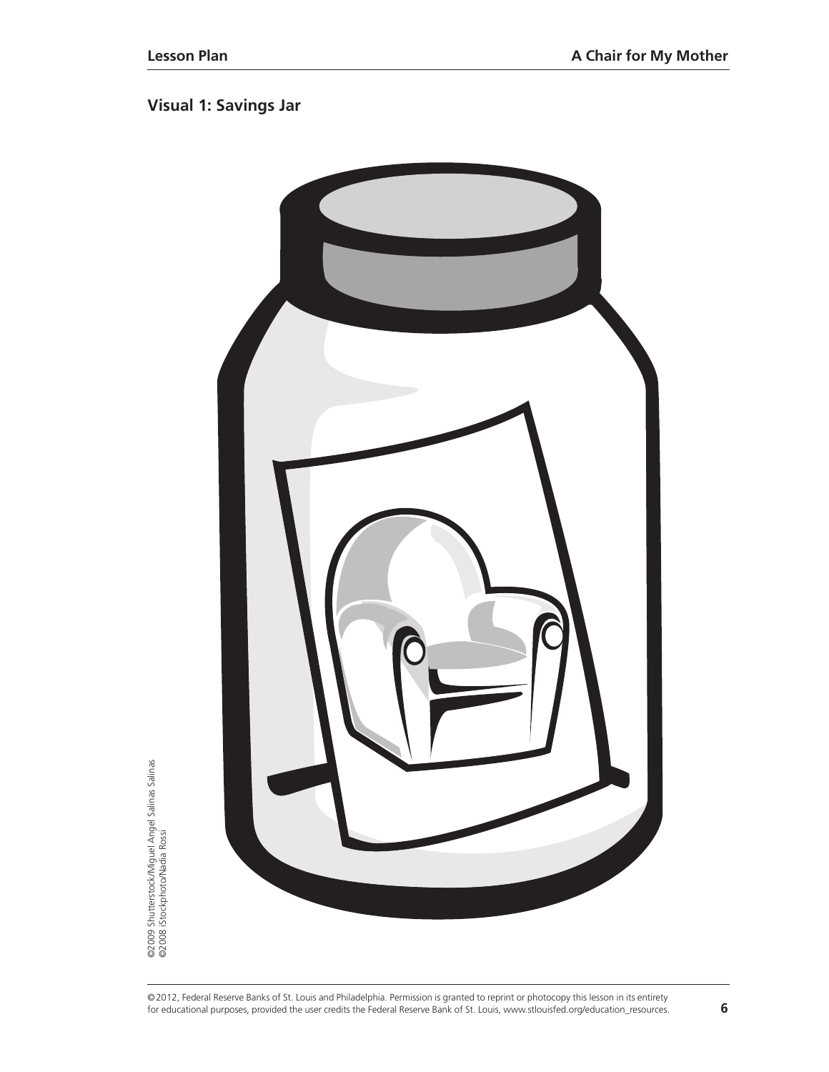## Visual 1: Savings Jar

©2009 Shutterstock/Miguel Angel Salinas Salinas
©2008 iStockphoto/Nadia Rossi

©2012, Federal Reserve Banks of St. Louis and Philadelphia. Permission is granted to reprint or photocopy this lesson in its entirety for educational purposes, provided the user credits the Federal Reserve Bank of St. Louis, www.stlouisfed.org/education_resources.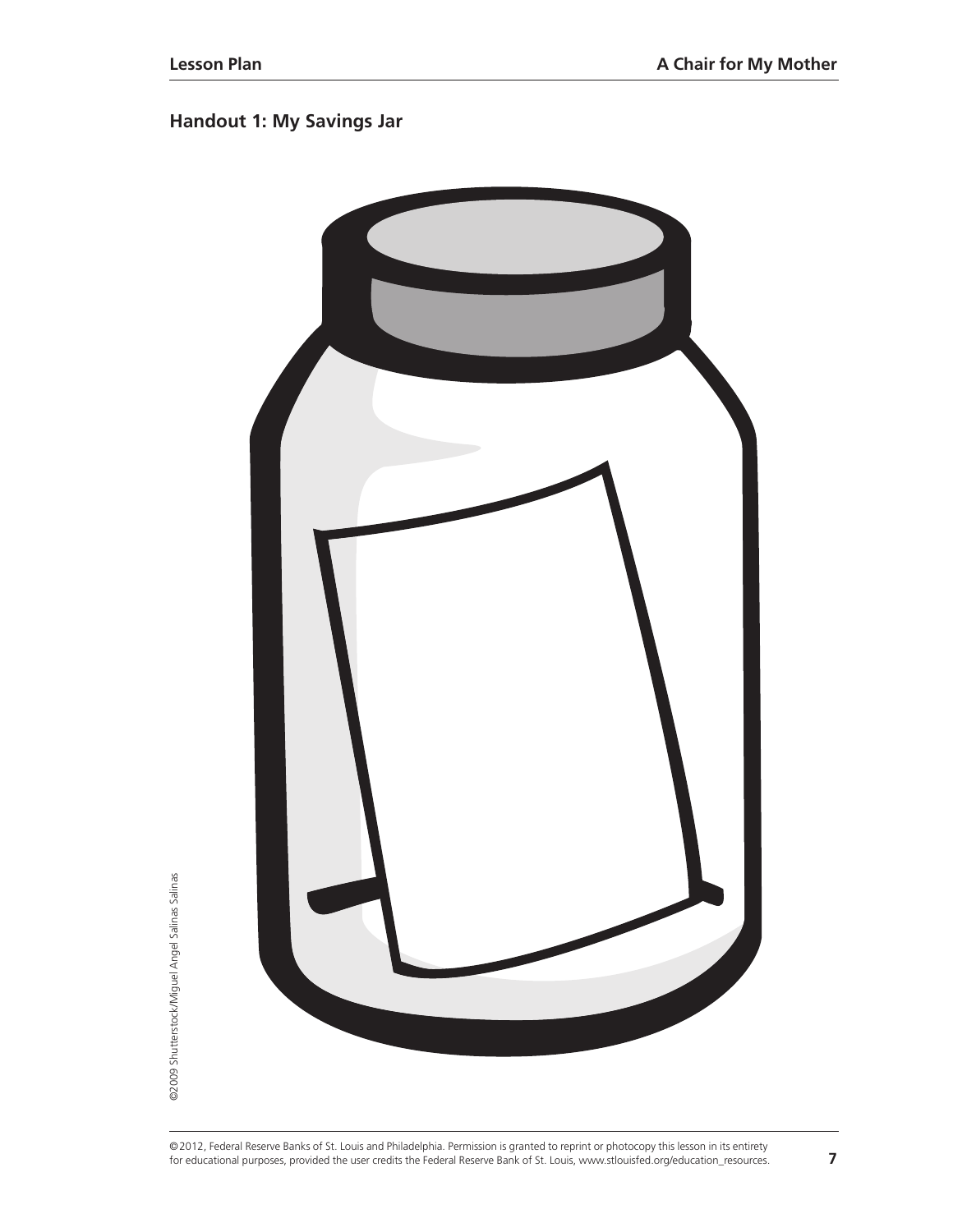## Handout 1: My Savings Jar

©2009 Shutterstock/Miguel Angel Salinas Salinas

©2012, Federal Reserve Banks of St. Louis and Philadelphia. Permission is granted to reprint or photocopy this lesson in its entirety for educational purposes, provided the user credits the Federal Reserve Bank of St. Louis, www.stlouisfed.org/education_resources.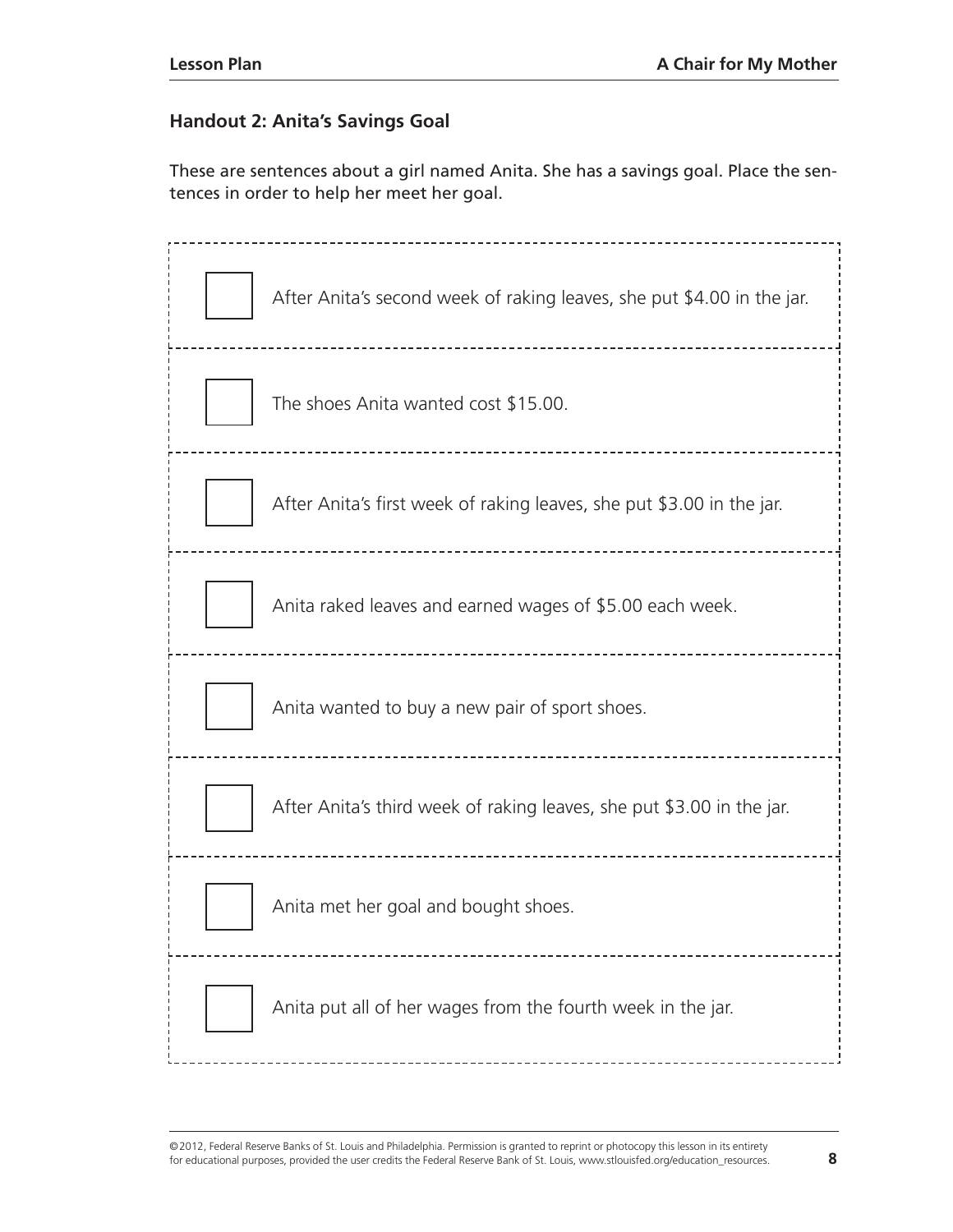## Handout 2: Anita's Savings Goal

These are sentences about a girl named Anita. She has a savings goal. Place the sentences in order to help her meet her goal.

| | |
|---|---|
| ☐ | After Anita's second week of raking leaves, she put $4.00 in the jar. |
| ☐ | The shoes Anita wanted cost $15.00. |
| ☐ | After Anita's first week of raking leaves, she put $3.00 in the jar. |
| ☐ | Anita raked leaves and earned wages of $5.00 each week. |
| ☐ | Anita wanted to buy a new pair of sport shoes. |
| ☐ | After Anita's third week of raking leaves, she put $3.00 in the jar. |
| ☐ | Anita met her goal and bought shoes. |
| ☐ | Anita put all of her wages from the fourth week in the jar. |

©2012, Federal Reserve Banks of St. Louis and Philadelphia. Permission is granted to reprint or photocopy this lesson in its entirety for educational purposes, provided the user credits the Federal Reserve Bank of St. Louis, www.stlouisfed.org/education_resources.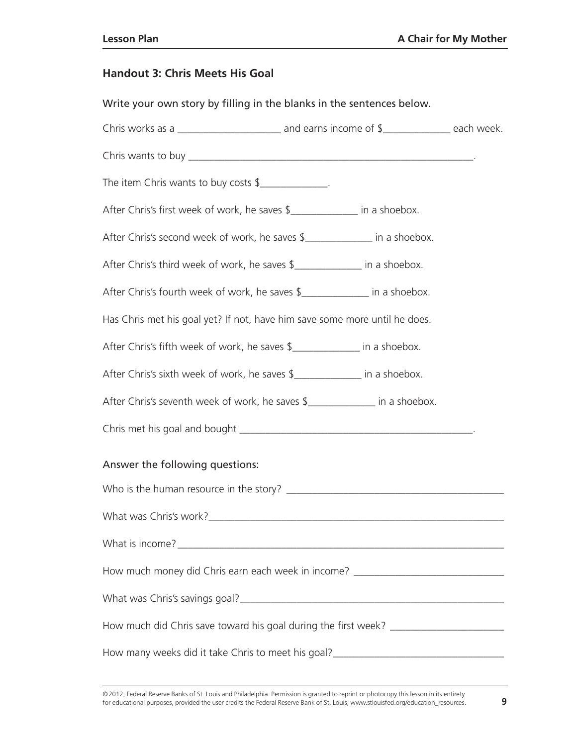## Handout 3: Chris Meets His Goal

Write your own story by filling in the blanks in the sentences below.

Chris works as a ____________________ and earns income of $_____________ each week.

Chris wants to buy __________________________________________________________.

The item Chris wants to buy costs $_____________.

After Chris's first week of work, he saves $_____________ in a shoebox.

After Chris's second week of work, he saves $_____________ in a shoebox.

After Chris's third week of work, he saves $_____________ in a shoebox.

After Chris's fourth week of work, he saves $_____________ in a shoebox.

Has Chris met his goal yet? If not, have him save some more until he does.

After Chris's fifth week of work, he saves $_____________ in a shoebox.

After Chris's sixth week of work, he saves $_____________ in a shoebox.

After Chris's seventh week of work, he saves $_____________ in a shoebox.

Chris met his goal and bought _____________________________________________.

Answer the following questions:

Who is the human resource in the story? __________________________________________

What was Chris's work?____________________________________________________________

What is income?__________________________________________________________________

How much money did Chris earn each week in income? _____________________________

What was Chris's savings goal?_____________________________________________________

How much did Chris save toward his goal during the first week? ______________________

How many weeks did it take Chris to meet his goal?________________________________

©2012, Federal Reserve Banks of St. Louis and Philadelphia. Permission is granted to reprint or photocopy this lesson in its entirety for educational purposes, provided the user credits the Federal Reserve Bank of St. Louis, www.stlouisfed.org/education_resources.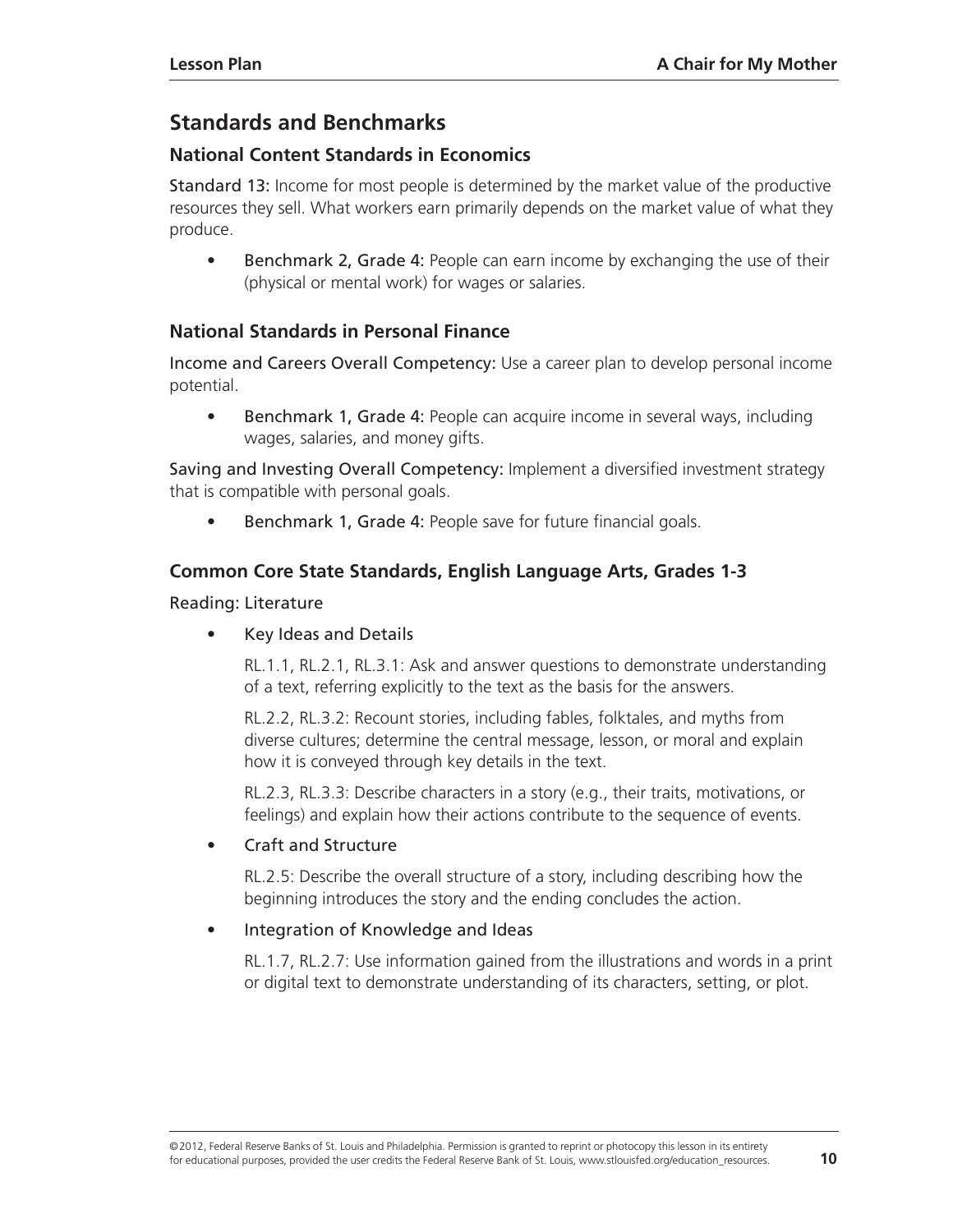## Standards and Benchmarks

### National Content Standards in Economics

Standard 13: Income for most people is determined by the market value of the productive resources they sell. What workers earn primarily depends on the market value of what they produce.

- Benchmark 2, Grade 4: People can earn income by exchanging the use of their (physical or mental work) for wages or salaries.

### National Standards in Personal Finance

Income and Careers Overall Competency: Use a career plan to develop personal income potential.

- Benchmark 1, Grade 4: People can acquire income in several ways, including wages, salaries, and money gifts.

Saving and Investing Overall Competency: Implement a diversified investment strategy that is compatible with personal goals.

- Benchmark 1, Grade 4: People save for future financial goals.

### Common Core State Standards, English Language Arts, Grades 1-3

Reading: Literature

- Key Ideas and Details

  RL.1.1, RL.2.1, RL.3.1: Ask and answer questions to demonstrate understanding of a text, referring explicitly to the text as the basis for the answers.

  RL.2.2, RL.3.2: Recount stories, including fables, folktales, and myths from diverse cultures; determine the central message, lesson, or moral and explain how it is conveyed through key details in the text.

  RL.2.3, RL.3.3: Describe characters in a story (e.g., their traits, motivations, or feelings) and explain how their actions contribute to the sequence of events.

- Craft and Structure

  RL.2.5: Describe the overall structure of a story, including describing how the beginning introduces the story and the ending concludes the action.

- Integration of Knowledge and Ideas

  RL.1.7, RL.2.7: Use information gained from the illustrations and words in a print or digital text to demonstrate understanding of its characters, setting, or plot.

©2012, Federal Reserve Banks of St. Louis and Philadelphia. Permission is granted to reprint or photocopy this lesson in its entirety for educational purposes, provided the user credits the Federal Reserve Bank of St. Louis, www.stlouisfed.org/education_resources.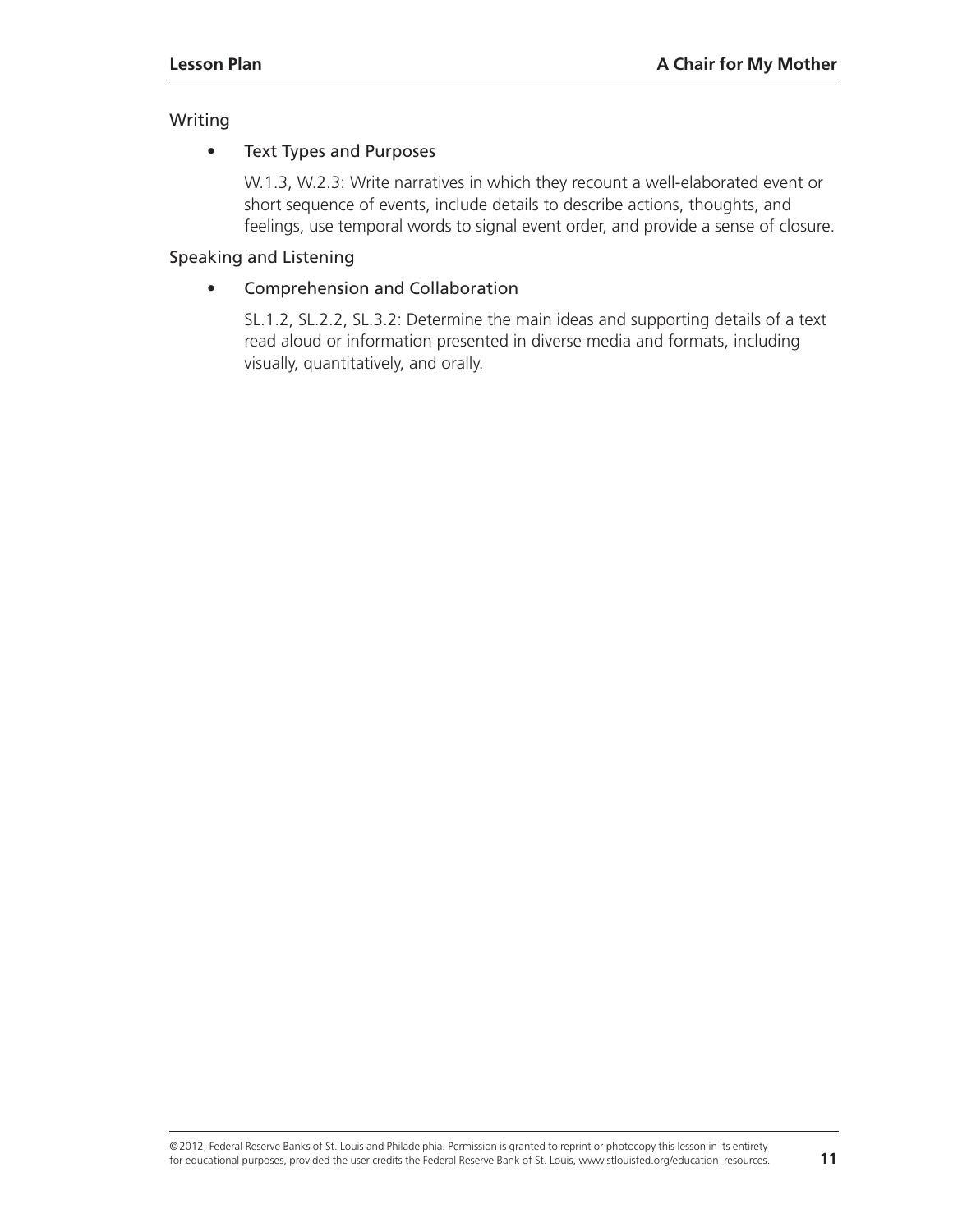Writing

- Text Types and Purposes

  W.1.3, W.2.3: Write narratives in which they recount a well-elaborated event or short sequence of events, include details to describe actions, thoughts, and feelings, use temporal words to signal event order, and provide a sense of closure.

Speaking and Listening

- Comprehension and Collaboration

  SL.1.2, SL.2.2, SL.3.2: Determine the main ideas and supporting details of a text read aloud or information presented in diverse media and formats, including visually, quantitatively, and orally.